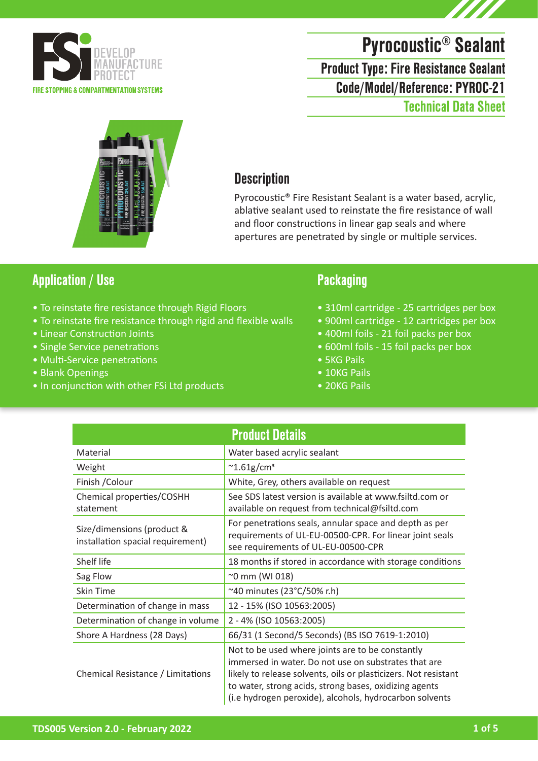FSi DEVELOP MANUFACTURE PROTECT

FIRE STOPPING & COMPARTMENTATION SYSTEMS

# Pyrocoustic® Sealant

## Product Type: Fire Resistance Sealant

## Code/Model/Reference: PYROC-21

## Technical Data Sheet

## Description

Pyrocoustic® Fire Resistant Sealant is a water based, acrylic, ablative sealant used to reinstate the fire resistance of wall and floor constructions in linear gap seals and where apertures are penetrated by single or multiple services.

## Application / Use

- To reinstate fire resistance through Rigid Floors
- To reinstate fire resistance through rigid and flexible walls
- Linear Construction Joints
- Single Service penetrations
- Multi-Service penetrations
- Blank Openings
- In conjunction with other FSi Ltd products

## Packaging

- 310ml cartridge - 25 cartridges per box
- 900ml cartridge - 12 cartridges per box
- 400ml foils - 21 foil packs per box
- 600ml foils - 15 foil packs per box
- 5KG Pails
- 10KG Pails
- 20KG Pails

## Product Details

| Property | Value |
|---|---|
| Material | Water based acrylic sealant |
| Weight | ~1.61g/cm³ |
| Finish /Colour | White, Grey, others available on request |
| Chemical properties/COSHH statement | See SDS latest version is available at www.fsiltd.com or available on request from technical@fsiltd.com |
| Size/dimensions (product & installation spacial requirement) | For penetrations seals, annular space and depth as per requirements of UL-EU-00500-CPR. For linear joint seals see requirements of UL-EU-00500-CPR |
| Shelf life | 18 months if stored in accordance with storage conditions |
| Sag Flow | ~0 mm (WI 018) |
| Skin Time | ~40 minutes (23°C/50% r.h) |
| Determination of change in mass | 12 - 15% (ISO 10563:2005) |
| Determination of change in volume | 2 - 4% (ISO 10563:2005) |
| Shore A Hardness (28 Days) | 66/31 (1 Second/5 Seconds) (BS ISO 7619-1:2010) |
| Chemical Resistance / Limitations | Not to be used where joints are to be constantly immersed in water. Do not use on substrates that are likely to release solvents, oils or plasticizers. Not resistant to water, strong acids, strong bases, oxidizing agents (i.e hydrogen peroxide), alcohols, hydrocarbon solvents |

TDS005 Version 2.0 - February 2022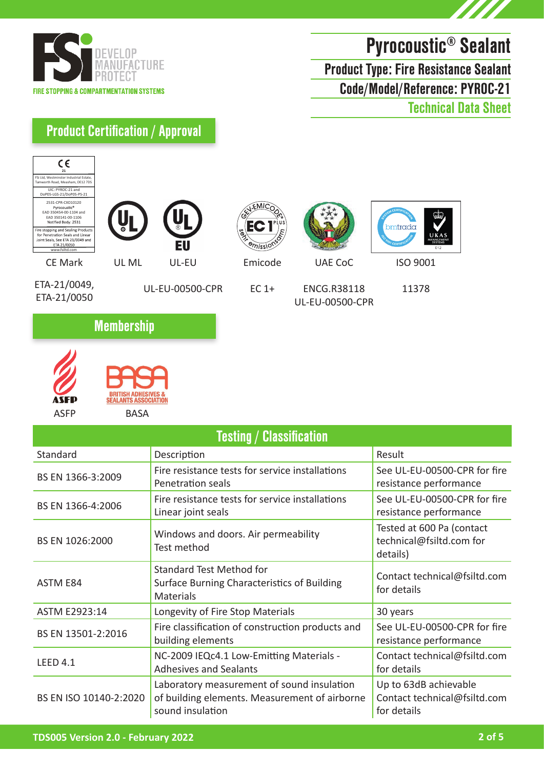FSi DEVELOP MANUFACTURE PROTECT

FIRE STOPPING & COMPARTMENTATION SYSTEMS

# Pyrocoustic® Sealant

## Product Type: Fire Resistance Sealant

## Code/Model/Reference: PYROC-21

## Technical Data Sheet

## Product Certification / Approval

CE 21

FSi Ltd, Westminster Industrial Estate, Tamworth Road, Measham, DE12 7DS

UIC: PYROC-21 and DoP05-LGS-21/DoP05-PS-21

2531-CPR-CXD10120
Pyrocoustic®
EAD 350454-00-1104 and
EAD 350141-00-1106
Notified Body: 2531

Fire stopping and Sealing Products for Penetration Seals and Linear Joint Seals, See ETA 21/0049 and ETA 21/0050

www.fsiltd.com

| CE Mark | UL ML | UL-EU | Emicode | UAE CoC | ISO 9001 |
|---|---|---|---|---|---|
| ETA-21/0049, ETA-21/0050 | | UL-EU-00500-CPR | EC 1+ | ENCG.R38118 UL-EU-00500-CPR | 11378 |

## Membership

ASFP

BASA (British Adhesives & Sealants Association)

## Testing / Classification

| Standard | Description | Result |
|---|---|---|
| BS EN 1366-3:2009 | Fire resistance tests for service installations Penetration seals | See UL-EU-00500-CPR for fire resistance performance |
| BS EN 1366-4:2006 | Fire resistance tests for service installations Linear joint seals | See UL-EU-00500-CPR for fire resistance performance |
| BS EN 1026:2000 | Windows and doors. Air permeability Test method | Tested at 600 Pa (contact technical@fsiltd.com for details) |
| ASTM E84 | Standard Test Method for Surface Burning Characteristics of Building Materials | Contact technical@fsiltd.com for details |
| ASTM E2923:14 | Longevity of Fire Stop Materials | 30 years |
| BS EN 13501-2:2016 | Fire classification of construction products and building elements | See UL-EU-00500-CPR for fire resistance performance |
| LEED 4.1 | NC-2009 IEQc4.1 Low-Emitting Materials - Adhesives and Sealants | Contact technical@fsiltd.com for details |
| BS EN ISO 10140-2:2020 | Laboratory measurement of sound insulation of building elements. Measurement of airborne sound insulation | Up to 63dB achievable Contact technical@fsiltd.com for details |

TDS005 Version 2.0 - February 2022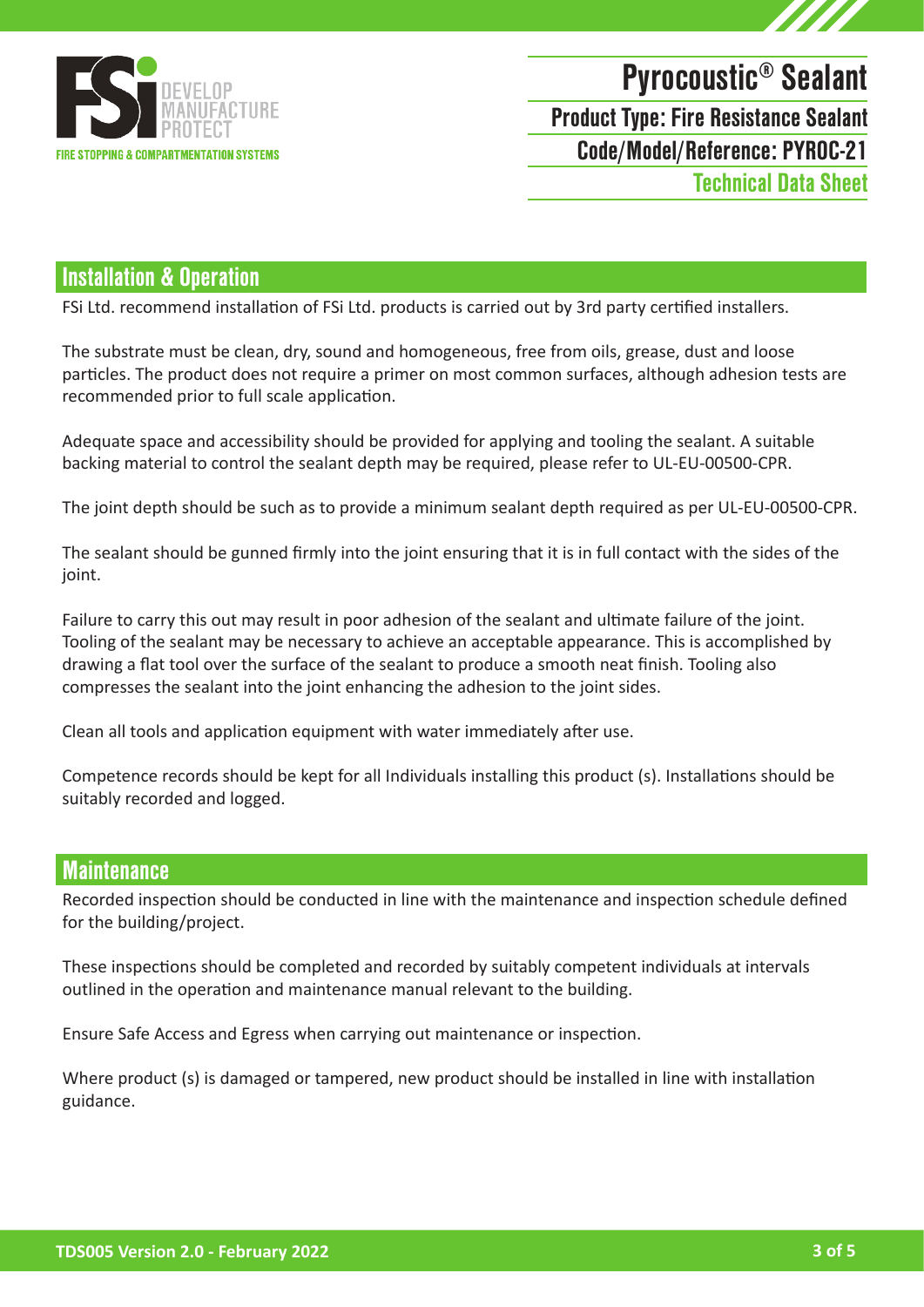## Installation & Operation

FSi Ltd. recommend installation of FSi Ltd. products is carried out by 3rd party certified installers.

The substrate must be clean, dry, sound and homogeneous, free from oils, grease, dust and loose particles. The product does not require a primer on most common surfaces, although adhesion tests are recommended prior to full scale application.

Adequate space and accessibility should be provided for applying and tooling the sealant. A suitable backing material to control the sealant depth may be required, please refer to UL-EU-00500-CPR.

The joint depth should be such as to provide a minimum sealant depth required as per UL-EU-00500-CPR.

The sealant should be gunned firmly into the joint ensuring that it is in full contact with the sides of the joint.

Failure to carry this out may result in poor adhesion of the sealant and ultimate failure of the joint. Tooling of the sealant may be necessary to achieve an acceptable appearance. This is accomplished by drawing a flat tool over the surface of the sealant to produce a smooth neat finish. Tooling also compresses the sealant into the joint enhancing the adhesion to the joint sides.

Clean all tools and application equipment with water immediately after use.

Competence records should be kept for all Individuals installing this product (s). Installations should be suitably recorded and logged.

## Maintenance

Recorded inspection should be conducted in line with the maintenance and inspection schedule defined for the building/project.

These inspections should be completed and recorded by suitably competent individuals at intervals outlined in the operation and maintenance manual relevant to the building.

Ensure Safe Access and Egress when carrying out maintenance or inspection.

Where product (s) is damaged or tampered, new product should be installed in line with installation guidance.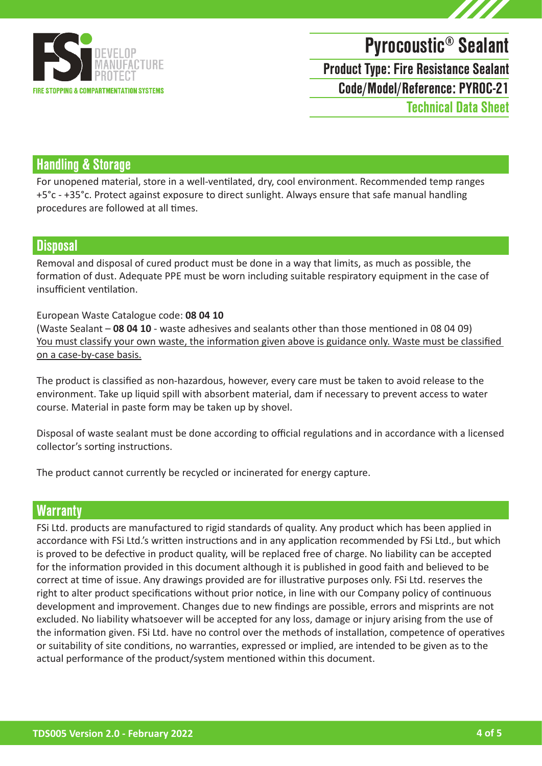# Pyrocoustic® Sealant

**Product Type: Fire Resistance Sealant**

**Code/Model/Reference: PYROC-21**

**Technical Data Sheet**

## Handling & Storage

For unopened material, store in a well-ventilated, dry, cool environment. Recommended temp ranges +5°c - +35°c. Protect against exposure to direct sunlight. Always ensure that safe manual handling procedures are followed at all times.

## Disposal

Removal and disposal of cured product must be done in a way that limits, as much as possible, the formation of dust. Adequate PPE must be worn including suitable respiratory equipment in the case of insufficient ventilation.

European Waste Catalogue code: **08 04 10**
(Waste Sealant – **08 04 10** - waste adhesives and sealants other than those mentioned in 08 04 09)
<u>You must classify your own waste, the information given above is guidance only. Waste must be classified on a case-by-case basis.</u>

The product is classified as non-hazardous, however, every care must be taken to avoid release to the environment. Take up liquid spill with absorbent material, dam if necessary to prevent access to water course. Material in paste form may be taken up by shovel.

Disposal of waste sealant must be done according to official regulations and in accordance with a licensed collector's sorting instructions.

The product cannot currently be recycled or incinerated for energy capture.

## Warranty

FSi Ltd. products are manufactured to rigid standards of quality. Any product which has been applied in accordance with FSi Ltd.'s written instructions and in any application recommended by FSi Ltd., but which is proved to be defective in product quality, will be replaced free of charge. No liability can be accepted for the information provided in this document although it is published in good faith and believed to be correct at time of issue. Any drawings provided are for illustrative purposes only. FSi Ltd. reserves the right to alter product specifications without prior notice, in line with our Company policy of continuous development and improvement. Changes due to new findings are possible, errors and misprints are not excluded. No liability whatsoever will be accepted for any loss, damage or injury arising from the use of the information given. FSi Ltd. have no control over the methods of installation, competence of operatives or suitability of site conditions, no warranties, expressed or implied, are intended to be given as to the actual performance of the product/system mentioned within this document.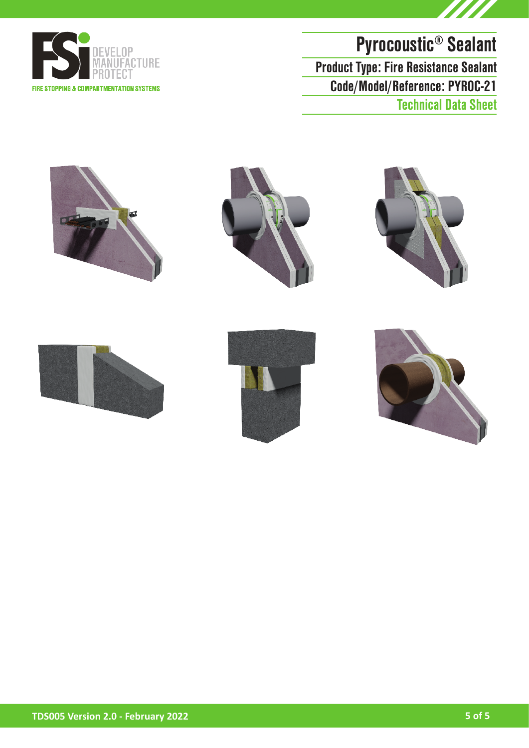# Pyrocoustic® Sealant

**Product Type: Fire Resistance Sealant**

**Code/Model/Reference: PYROC-21**

**Technical Data Sheet**